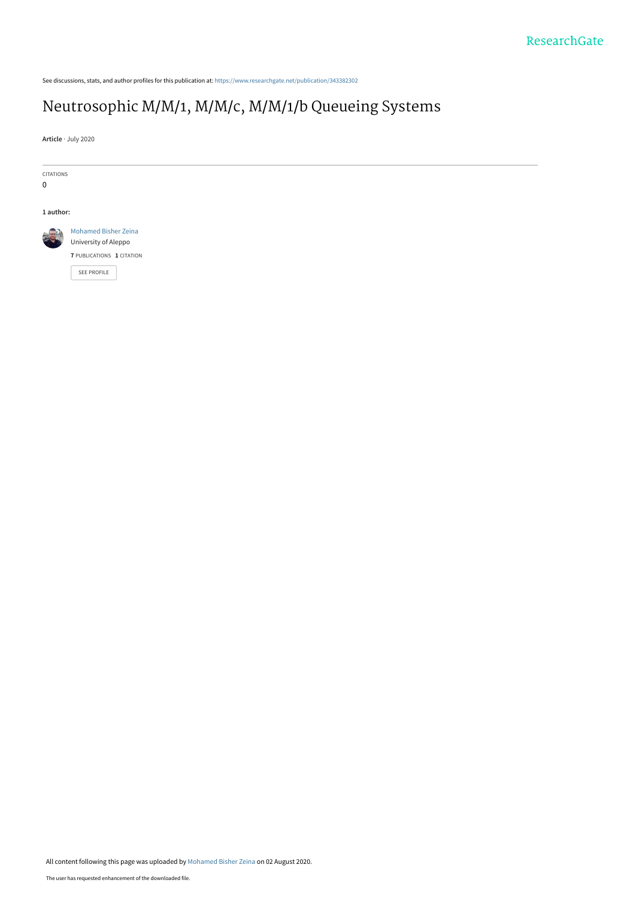See discussions, stats, and author profiles for this publication at: https://www.researchgate.net/publication/343382302

# Neutrosophic M/M/1, M/M/c, M/M/1/b Queueing Systems

**Article** · July 2020

CITATIONS

0

**1 author:**

Mohamed Bisher Zeina
University of Aleppo

**7** PUBLICATIONS **1** CITATION

SEE PROFILE

All content following this page was uploaded by Mohamed Bisher Zeina on 02 August 2020.

The user has requested enhancement of the downloaded file.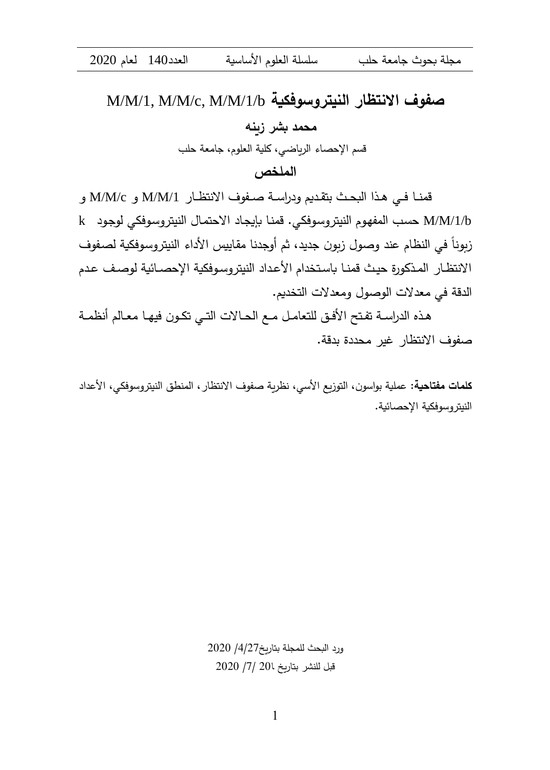# صفوف الانتظار النيتروسوفكية M/M/1, M/M/c, M/M/1/b

**محمد بشر زينه**

قسم الإحصاء الرياضي، كلية العلوم، جامعة حلب

## الملخص

قمنا في هذا البحث بتقديم ودراسة صفوف الانتظار M/M/1 و M/M/c و M/M/1/b حسب المفهوم النيتروسوفكي. قمنا بإيجاد الاحتمال النيتروسوفكي لوجود k زبوناً في النظام عند وصول زبون جديد، ثم أوجدنا مقاييس الأداء النيتروسوفكية لصفوف الانتظار المذكورة حيث قمنا باستخدام الأعداد النيتروسوفكية الإحصائية لوصف عدم الدقة في معدلات الوصول ومعدلات التخديم.

هذه الدراسة تفتح الأفق للتعامل مع الحالات التي تكون فيها معالم أنظمة صفوف الانتظار غير محددة بدقة.

**كلمات مفتاحية:** عملية بواسون، التوزيع الأسي، نظرية صفوف الانتظار، المنطق النيتروسوفكي، الأعداد النيتروسوفكية الإحصائية.

ورد البحث للمجلة بتاريخ27/4/ 2020

قبل للنشر بتاريخ 20/7/ 2020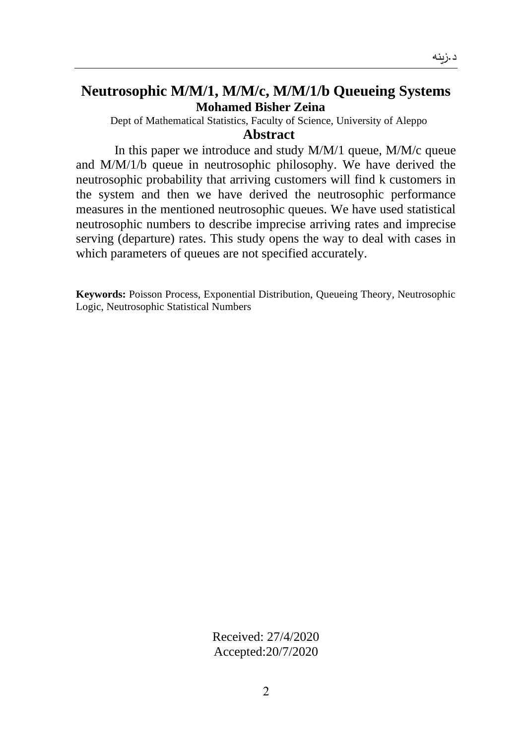# Neutrosophic M/M/1, M/M/c, M/M/1/b Queueing Systems

**Mohamed Bisher Zeina**

Dept of Mathematical Statistics, Faculty of Science, University of Aleppo

## Abstract

In this paper we introduce and study M/M/1 queue, M/M/c queue and M/M/1/b queue in neutrosophic philosophy. We have derived the neutrosophic probability that arriving customers will find k customers in the system and then we have derived the neutrosophic performance measures in the mentioned neutrosophic queues. We have used statistical neutrosophic numbers to describe imprecise arriving rates and imprecise serving (departure) rates. This study opens the way to deal with cases in which parameters of queues are not specified accurately.

**Keywords:** Poisson Process, Exponential Distribution, Queueing Theory, Neutrosophic Logic, Neutrosophic Statistical Numbers

Received: 27/4/2020
Accepted:20/7/2020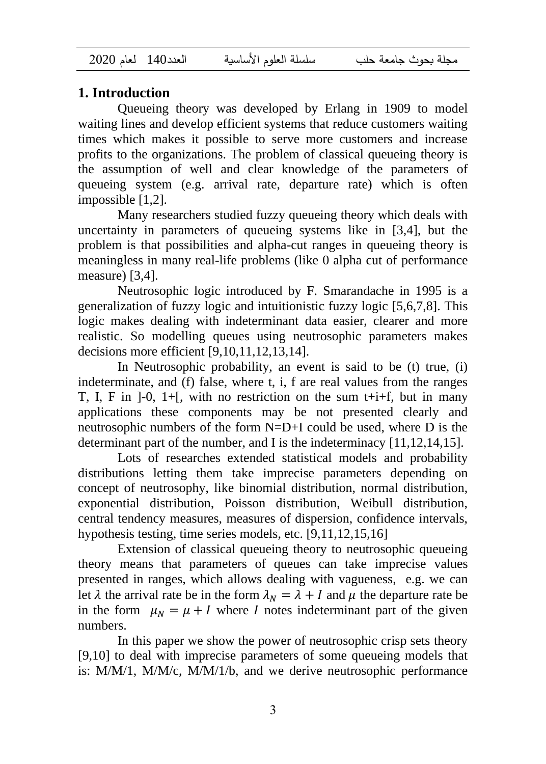## 1. Introduction

Queueing theory was developed by Erlang in 1909 to model waiting lines and develop efficient systems that reduce customers waiting times which makes it possible to serve more customers and increase profits to the organizations. The problem of classical queueing theory is the assumption of well and clear knowledge of the parameters of queueing system (e.g. arrival rate, departure rate) which is often impossible [1,2].

Many researchers studied fuzzy queueing theory which deals with uncertainty in parameters of queueing systems like in [3,4], but the problem is that possibilities and alpha-cut ranges in queueing theory is meaningless in many real-life problems (like 0 alpha cut of performance measure) [3,4].

Neutrosophic logic introduced by F. Smarandache in 1995 is a generalization of fuzzy logic and intuitionistic fuzzy logic [5,6,7,8]. This logic makes dealing with indeterminant data easier, clearer and more realistic. So modelling queues using neutrosophic parameters makes decisions more efficient [9,10,11,12,13,14].

In Neutrosophic probability, an event is said to be (t) true, (i) indeterminate, and (f) false, where t, i, f are real values from the ranges T, I, F in ]-0, 1+[, with no restriction on the sum t+i+f, but in many applications these components may be not presented clearly and neutrosophic numbers of the form N=D+I could be used, where D is the determinant part of the number, and I is the indeterminacy [11,12,14,15].

Lots of researches extended statistical models and probability distributions letting them take imprecise parameters depending on concept of neutrosophy, like binomial distribution, normal distribution, exponential distribution, Poisson distribution, Weibull distribution, central tendency measures, measures of dispersion, confidence intervals, hypothesis testing, time series models, etc. [9,11,12,15,16]

Extension of classical queueing theory to neutrosophic queueing theory means that parameters of queues can take imprecise values presented in ranges, which allows dealing with vagueness, e.g. we can let $\lambda$ the arrival rate be in the form $\lambda_N = \lambda + I$ and $\mu$ the departure rate be in the form $\mu_N = \mu + I$ where $I$ notes indeterminant part of the given numbers.

In this paper we show the power of neutrosophic crisp sets theory [9,10] to deal with imprecise parameters of some queueing models that is: M/M/1, M/M/c, M/M/1/b, and we derive neutrosophic performance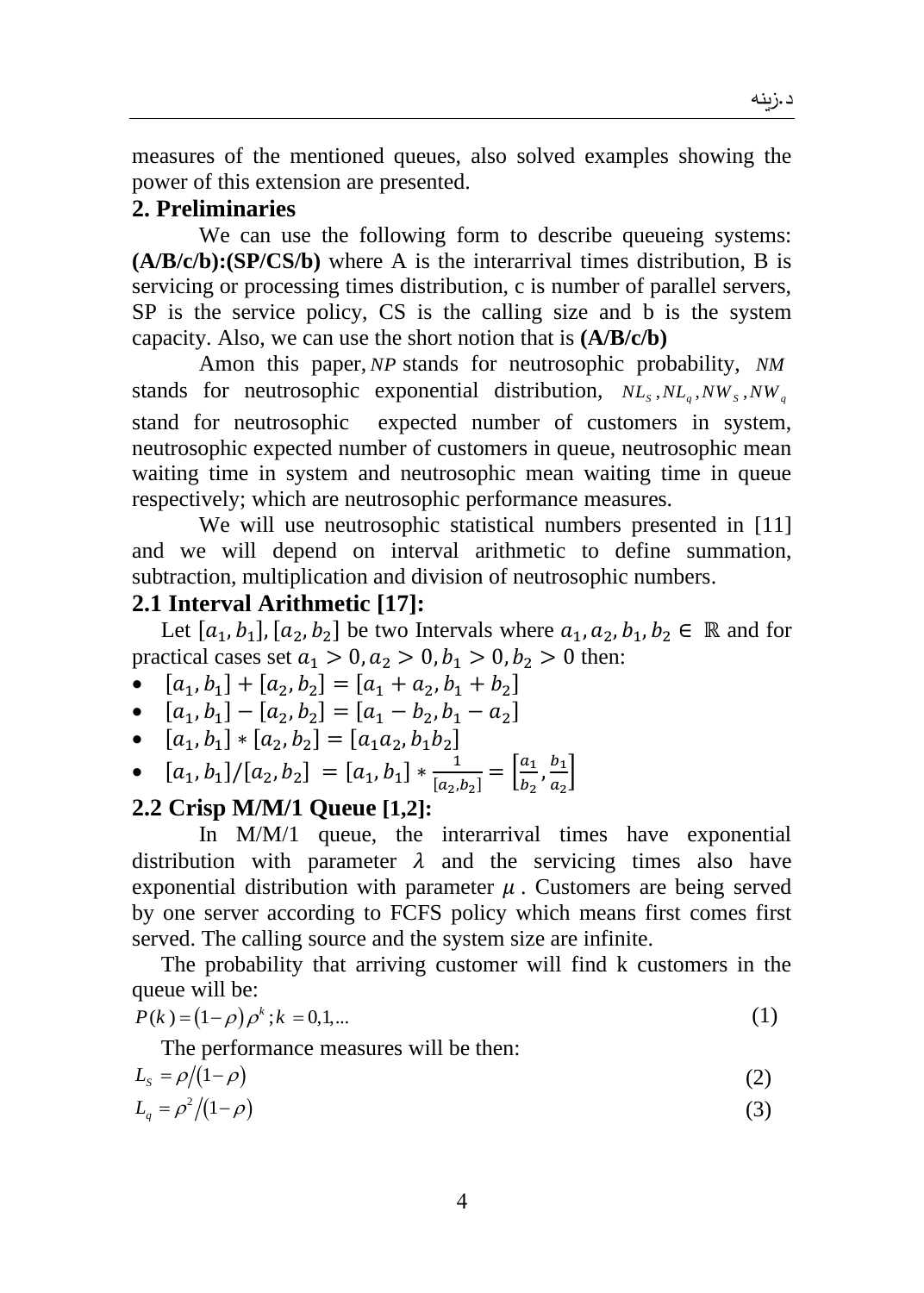measures of the mentioned queues, also solved examples showing the power of this extension are presented.

## 2. Preliminaries

We can use the following form to describe queueing systems: **(A/B/c/b):(SP/CS/b)** where A is the interarrival times distribution, B is servicing or processing times distribution, c is number of parallel servers, SP is the service policy, CS is the calling size and b is the system capacity. Also, we can use the short notion that is **(A/B/c/b)**

Amon this paper, $NP$ stands for neutrosophic probability, $NM$ stands for neutrosophic exponential distribution, $NL_S, NL_q, NW_S, NW_q$ stand for neutrosophic expected number of customers in system, neutrosophic expected number of customers in queue, neutrosophic mean waiting time in system and neutrosophic mean waiting time in queue respectively; which are neutrosophic performance measures.

We will use neutrosophic statistical numbers presented in [11] and we will depend on interval arithmetic to define summation, subtraction, multiplication and division of neutrosophic numbers.

### 2.1 Interval Arithmetic [17]:

Let $[a_1, b_1], [a_2, b_2]$ be two Intervals where $a_1, a_2, b_1, b_2 \in \mathbb{R}$ and for practical cases set $a_1 > 0, a_2 > 0, b_1 > 0, b_2 > 0$ then:

- $[a_1, b_1] + [a_2, b_2] = [a_1 + a_2, b_1 + b_2]$
- $[a_1, b_1] - [a_2, b_2] = [a_1 - b_2, b_1 - a_2]$
- $[a_1, b_1] * [a_2, b_2] = [a_1 a_2, b_1 b_2]$
- $[a_1, b_1]/[a_2, b_2] = [a_1, b_1] * \frac{1}{[a_2, b_2]} = \left[\frac{a_1}{b_2}, \frac{b_1}{a_2}\right]$

### 2.2 Crisp M/M/1 Queue [1,2]:

In M/M/1 queue, the interarrival times have exponential distribution with parameter $\lambda$ and the servicing times also have exponential distribution with parameter $\mu$. Customers are being served by one server according to FCFS policy which means first comes first served. The calling source and the system size are infinite.

The probability that arriving customer will find k customers in the queue will be:

$$P(k) = (1-\rho)\rho^k ; k = 0,1,... \tag{1}$$

The performance measures will be then:

$$L_S = \rho/(1-\rho) \tag{2}$$

$$L_q = \rho^2/(1-\rho) \tag{3}$$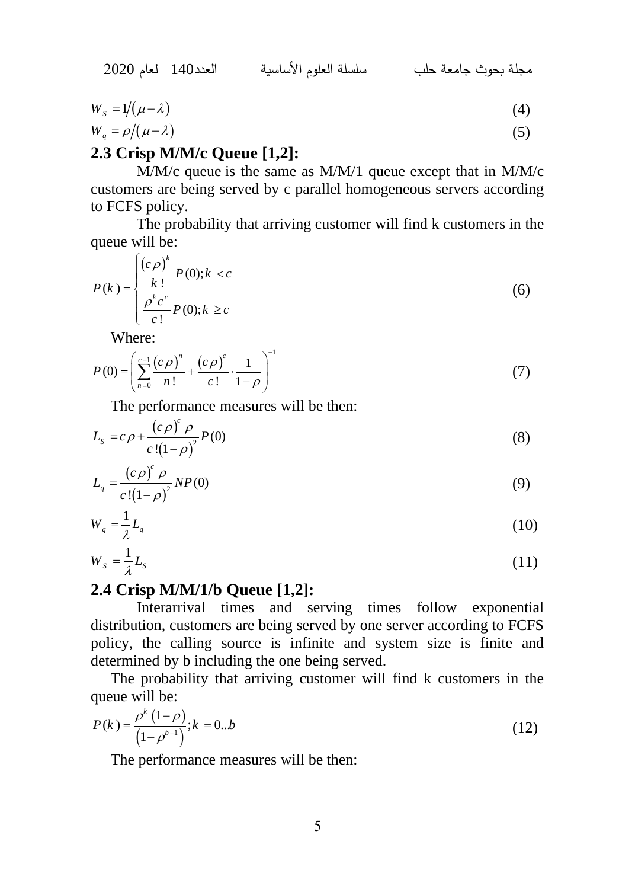$$W_S = 1/(\mu - \lambda) \tag{4}$$

$$W_q = \rho/(\mu - \lambda) \tag{5}$$

## 2.3 Crisp M/M/c Queue [1,2]:

M/M/c queue is the same as M/M/1 queue except that in M/M/c customers are being served by c parallel homogeneous servers according to FCFS policy.

The probability that arriving customer will find k customers in the queue will be:

$$P(k) = \begin{cases} \dfrac{(c\rho)^k}{k!} P(0); k < c \\ \dfrac{\rho^k c^c}{c!} P(0); k \geq c \end{cases} \tag{6}$$

Where:

$$P(0) = \left( \sum_{n=0}^{c-1} \frac{(c\rho)^n}{n!} + \frac{(c\rho)^c}{c!} \cdot \frac{1}{1-\rho} \right)^{-1} \tag{7}$$

The performance measures will be then:

$$L_S = c\rho + \frac{(c\rho)^c \rho}{c!(1-\rho)^2} P(0) \tag{8}$$

$$L_q = \frac{(c\rho)^c \rho}{c!(1-\rho)^2} NP(0) \tag{9}$$

$$W_q = \frac{1}{\lambda} L_q \tag{10}$$

$$W_S = \frac{1}{\lambda} L_S \tag{11}$$

## 2.4 Crisp M/M/1/b Queue [1,2]:

Interarrival times and serving times follow exponential distribution, customers are being served by one server according to FCFS policy, the calling source is infinite and system size is finite and determined by b including the one being served.

The probability that arriving customer will find k customers in the queue will be:

$$P(k) = \frac{\rho^k (1-\rho)}{(1-\rho^{b+1})}; k = 0..b \tag{12}$$

The performance measures will be then: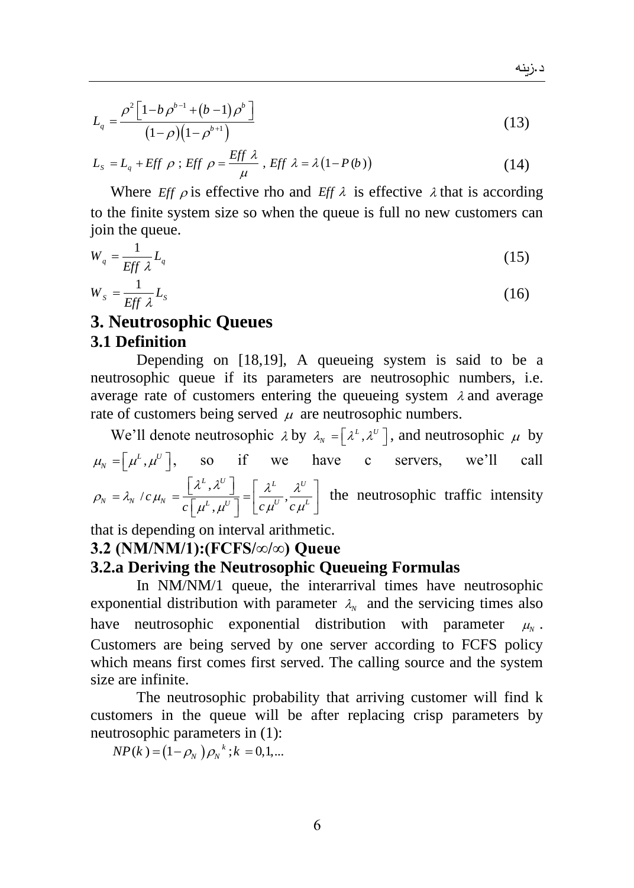$$L_q = \frac{\rho^2\left[1-b\rho^{b-1}+(b-1)\rho^b\right]}{(1-\rho)\left(1-\rho^{b+1}\right)} \tag{13}$$

$$L_S = L_q + Eff\ \rho\ ;\ Eff\ \rho = \frac{Eff\ \lambda}{\mu}\ ,\ Eff\ \lambda = \lambda\left(1-P(b)\right) \tag{14}$$

Where $Eff\ \rho$ is effective rho and $Eff\ \lambda$ is effective $\lambda$ that is according to the finite system size so when the queue is full no new customers can join the queue.

$$W_q = \frac{1}{Eff\ \lambda} L_q \tag{15}$$

$$W_S = \frac{1}{Eff\ \lambda} L_S \tag{16}$$

# 3. Neutrosophic Queues

## 3.1 Definition

Depending on [18,19], A queueing system is said to be a neutrosophic queue if its parameters are neutrosophic numbers, i.e. average rate of customers entering the queueing system $\lambda$ and average rate of customers being served $\mu$ are neutrosophic numbers.

We'll denote neutrosophic $\lambda$ by $\lambda_N = \left[\lambda^L, \lambda^U\right]$, and neutrosophic $\mu$ by $\mu_N = \left[\mu^L, \mu^U\right]$, so if we have c servers, we'll call $\rho_N = \lambda_N / c\mu_N = \frac{\left[\lambda^L, \lambda^U\right]}{c\left[\mu^L, \mu^U\right]} = \left[\frac{\lambda^L}{c\mu^U}, \frac{\lambda^U}{c\mu^L}\right]$ the neutrosophic traffic intensity that is depending on interval arithmetic.

## 3.2 (NM/NM/1):(FCFS/∞/∞) Queue

### 3.2.a Deriving the Neutrosophic Queueing Formulas

In NM/NM/1 queue, the interarrival times have neutrosophic exponential distribution with parameter $\lambda_N$ and the servicing times also have neutrosophic exponential distribution with parameter $\mu_N$. Customers are being served by one server according to FCFS policy which means first comes first served. The calling source and the system size are infinite.

The neutrosophic probability that arriving customer will find k customers in the queue will be after replacing crisp parameters by neutrosophic parameters in (1):

$$NP(k) = \left(1-\rho_N\right)\rho_N^{\ k}\ ;\ k = 0,1,\ldots$$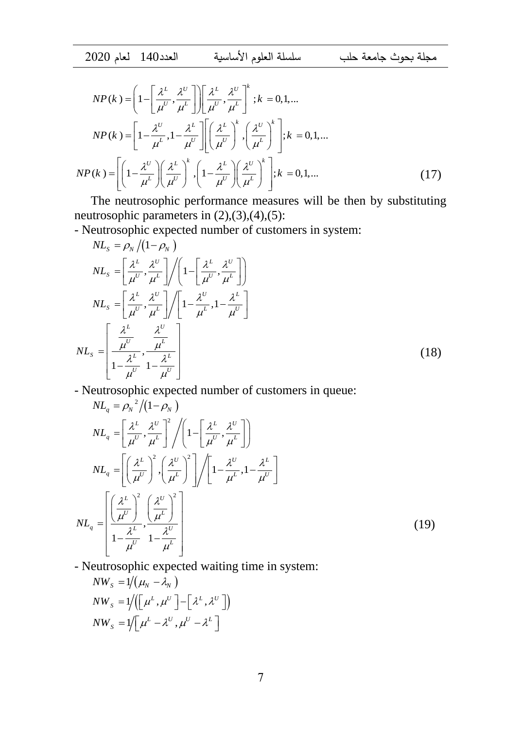$$NP(k) = \left(1 - \left[\frac{\lambda^L}{\mu^U}, \frac{\lambda^U}{\mu^L}\right]\right)\left[\frac{\lambda^L}{\mu^U}, \frac{\lambda^U}{\mu^L}\right]^k ; k = 0,1,...$$

$$NP(k) = \left[1 - \frac{\lambda^U}{\mu^L}, 1 - \frac{\lambda^L}{\mu^U}\right]\left[\left(\frac{\lambda^L}{\mu^U}\right)^k, \left(\frac{\lambda^U}{\mu^L}\right)^k\right]; k = 0,1,...$$

$$NP(k) = \left[\left(1 - \frac{\lambda^U}{\mu^L}\right)\left(\frac{\lambda^L}{\mu^U}\right)^k, \left(1 - \frac{\lambda^L}{\mu^U}\right)\left(\frac{\lambda^U}{\mu^L}\right)^k\right]; k = 0,1,... \tag{17}$$

The neutrosophic performance measures will be then by substituting neutrosophic parameters in (2),(3),(4),(5):

- Neutrosophic expected number of customers in system:

$$NL_S = \rho_N / (1 - \rho_N)$$

$$NL_S = \left[\frac{\lambda^L}{\mu^U}, \frac{\lambda^U}{\mu^L}\right] \bigg/ \left(1 - \left[\frac{\lambda^L}{\mu^U}, \frac{\lambda^U}{\mu^L}\right]\right)$$

$$NL_S = \left[\frac{\lambda^L}{\mu^U}, \frac{\lambda^U}{\mu^L}\right] \bigg/ \left[1 - \frac{\lambda^U}{\mu^L}, 1 - \frac{\lambda^L}{\mu^U}\right]$$

$$NL_S = \left[\frac{\frac{\lambda^L}{\mu^U}}{1 - \frac{\lambda^L}{\mu^U}}, \frac{\frac{\lambda^U}{\mu^L}}{1 - \frac{\lambda^L}{\mu^U}}\right] \tag{18}$$

- Neutrosophic expected number of customers in queue:

$$NL_q = \rho_N{}^2 / (1 - \rho_N)$$

$$NL_q = \left[\frac{\lambda^L}{\mu^U}, \frac{\lambda^U}{\mu^L}\right]^2 \bigg/ \left(1 - \left[\frac{\lambda^L}{\mu^U}, \frac{\lambda^U}{\mu^L}\right]\right)$$

$$NL_q = \left[\left(\frac{\lambda^L}{\mu^U}\right)^2, \left(\frac{\lambda^U}{\mu^L}\right)^2\right] \bigg/ \left[1 - \frac{\lambda^U}{\mu^L}, 1 - \frac{\lambda^L}{\mu^U}\right]$$

$$NL_q = \left[\frac{\left(\frac{\lambda^L}{\mu^U}\right)^2}{1 - \frac{\lambda^L}{\mu^U}}, \frac{\left(\frac{\lambda^U}{\mu^L}\right)^2}{1 - \frac{\lambda^U}{\mu^L}}\right] \tag{19}$$

- Neutrosophic expected waiting time in system:

$$NW_S = 1 / (\mu_N - \lambda_N)$$

$$NW_S = 1 / \left(\left[\mu^L, \mu^U\right] - \left[\lambda^L, \lambda^U\right]\right)$$

$$NW_S = 1 / \left[\mu^L - \lambda^U, \mu^U - \lambda^L\right]$$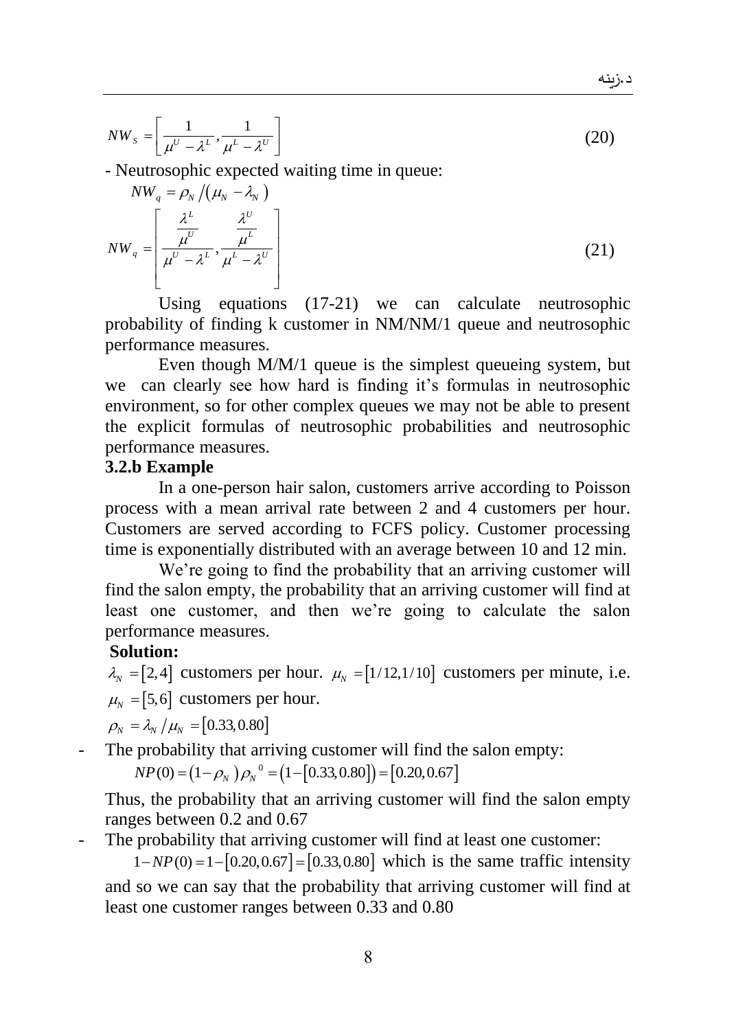$$NW_S = \left[ \frac{1}{\mu^U - \lambda^L}, \frac{1}{\mu^L - \lambda^U} \right] \tag{20}$$

- Neutrosophic expected waiting time in queue:

$$NW_q = \rho_N / (\mu_N - \lambda_N)$$

$$NW_q = \left[ \frac{\frac{\lambda^L}{\mu^U}}{\mu^U - \lambda^L}, \frac{\frac{\lambda^U}{\mu^L}}{\mu^L - \lambda^U} \right] \tag{21}$$

Using equations (17-21) we can calculate neutrosophic probability of finding k customer in NM/NM/1 queue and neutrosophic performance measures.

Even though M/M/1 queue is the simplest queueing system, but we can clearly see how hard is finding it's formulas in neutrosophic environment, so for other complex queues we may not be able to present the explicit formulas of neutrosophic probabilities and neutrosophic performance measures.

**3.2.b Example**

In a one-person hair salon, customers arrive according to Poisson process with a mean arrival rate between 2 and 4 customers per hour. Customers are served according to FCFS policy. Customer processing time is exponentially distributed with an average between 10 and 12 min.

We're going to find the probability that an arriving customer will find the salon empty, the probability that an arriving customer will find at least one customer, and then we're going to calculate the salon performance measures.

**Solution:**

$\lambda_N = [2,4]$ customers per hour. $\mu_N = [1/12, 1/10]$ customers per minute, i.e. $\mu_N = [5,6]$ customers per hour.

$\rho_N = \lambda_N / \mu_N = [0.33, 0.80]$

- The probability that arriving customer will find the salon empty:

  $NP(0) = (1 - \rho_N)\rho_N^{\ 0} = (1 - [0.33, 0.80]) = [0.20, 0.67]$

  Thus, the probability that an arriving customer will find the salon empty ranges between 0.2 and 0.67

- The probability that arriving customer will find at least one customer:

  $1 - NP(0) = 1 - [0.20, 0.67] = [0.33, 0.80]$ which is the same traffic intensity and so we can say that the probability that arriving customer will find at least one customer ranges between 0.33 and 0.80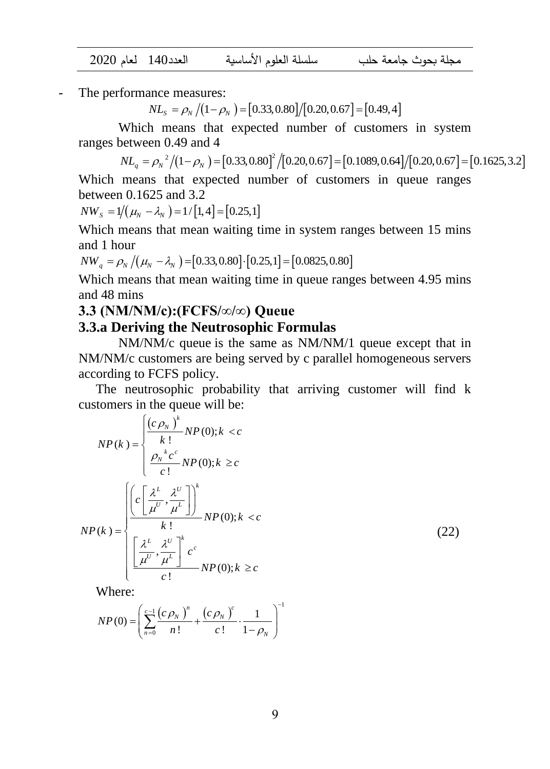- The performance measures:

$$NL_S = \rho_N / (1-\rho_N) = [0.33, 0.80] / [0.20, 0.67] = [0.49, 4]$$

Which means that expected number of customers in system ranges between 0.49 and 4

$$NL_q = \rho_N{}^2 / (1-\rho_N) = [0.33, 0.80]^2 / [0.20, 0.67] = [0.1089, 0.64] / [0.20, 0.67] = [0.1625, 3.2]$$

Which means that expected number of customers in queue ranges between 0.1625 and 3.2

$$NW_S = 1/(\mu_N - \lambda_N) = 1/[1, 4] = [0.25, 1]$$

Which means that mean waiting time in system ranges between 15 mins and 1 hour

$$NW_q = \rho_N / (\mu_N - \lambda_N) = [0.33, 0.80] \cdot [0.25, 1] = [0.0825, 0.80]$$

Which means that mean waiting time in queue ranges between 4.95 mins and 48 mins

### 3.3 (NM/NM/c):(FCFS/∞/∞) Queue

### 3.3.a Deriving the Neutrosophic Formulas

NM/NM/c queue is the same as NM/NM/1 queue except that in NM/NM/c customers are being served by c parallel homogeneous servers according to FCFS policy.

The neutrosophic probability that arriving customer will find k customers in the queue will be:

$$NP(k) = \begin{cases} \dfrac{(c\rho_N)^k}{k\,!} NP(0); k < c \\[2ex] \dfrac{\rho_N{}^k c^c}{c\,!} NP(0); k \geq c \end{cases}$$

$$NP(k) = \begin{cases} \dfrac{\left(c\left[\dfrac{\lambda^L}{\mu^U}, \dfrac{\lambda^U}{\mu^L}\right]\right)^k}{k\,!} NP(0); k < c \\[4ex] \dfrac{\left[\dfrac{\lambda^L}{\mu^U}, \dfrac{\lambda^U}{\mu^L}\right]^k c^c}{c\,!} NP(0); k \geq c \end{cases} \tag{22}$$

Where:

$$NP(0) = \left( \sum_{n=0}^{c-1} \frac{(c\rho_N)^n}{n\,!} + \frac{(c\rho_N)^c}{c\,!} \cdot \frac{1}{1-\rho_N} \right)^{-1}$$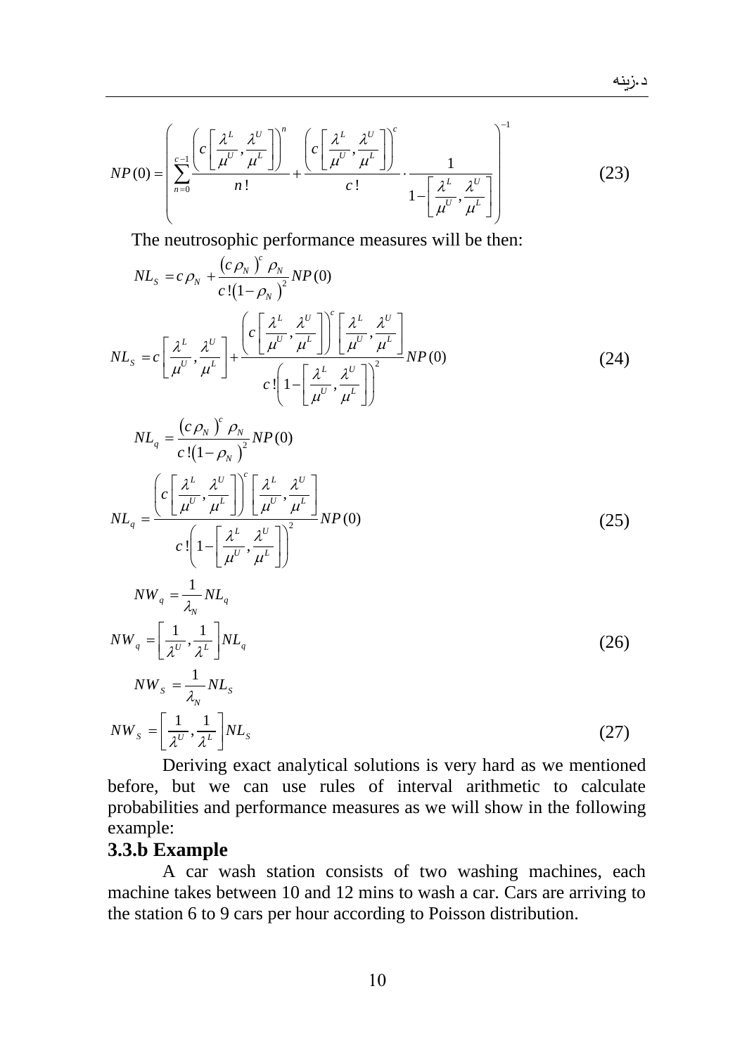$$NP(0)=\left(\sum_{n=0}^{c-1}\frac{\left(c\left[\frac{\lambda^L}{\mu^U},\frac{\lambda^U}{\mu^L}\right]\right)^n}{n!}+\frac{\left(c\left[\frac{\lambda^L}{\mu^U},\frac{\lambda^U}{\mu^L}\right]\right)^c}{c!}\cdot\frac{1}{1-\left[\frac{\lambda^L}{\mu^U},\frac{\lambda^U}{\mu^L}\right]}\right)^{-1} \tag{23}$$

The neutrosophic performance measures will be then:

$$NL_S = c\rho_N + \frac{(c\rho_N)^c\rho_N}{c!(1-\rho_N)^2}NP(0)$$

$$NL_S = c\left[\frac{\lambda^L}{\mu^U},\frac{\lambda^U}{\mu^L}\right]+\frac{\left(c\left[\frac{\lambda^L}{\mu^U},\frac{\lambda^U}{\mu^L}\right]\right)^c\left[\frac{\lambda^L}{\mu^U},\frac{\lambda^U}{\mu^L}\right]}{c!\left(1-\left[\frac{\lambda^L}{\mu^U},\frac{\lambda^U}{\mu^L}\right]\right)^2}NP(0) \tag{24}$$

$$NL_q = \frac{(c\rho_N)^c\rho_N}{c!(1-\rho_N)^2}NP(0)$$

$$NL_q = \frac{\left(c\left[\frac{\lambda^L}{\mu^U},\frac{\lambda^U}{\mu^L}\right]\right)^c\left[\frac{\lambda^L}{\mu^U},\frac{\lambda^U}{\mu^L}\right]}{c!\left(1-\left[\frac{\lambda^L}{\mu^U},\frac{\lambda^U}{\mu^L}\right]\right)^2}NP(0) \tag{25}$$

$$NW_q = \frac{1}{\lambda_N}NL_q$$

$$NW_q = \left[\frac{1}{\lambda^U},\frac{1}{\lambda^L}\right]NL_q \tag{26}$$

$$NW_S = \frac{1}{\lambda_N}NL_S$$

$$NW_S = \left[\frac{1}{\lambda^U},\frac{1}{\lambda^L}\right]NL_S \tag{27}$$

Deriving exact analytical solutions is very hard as we mentioned before, but we can use rules of interval arithmetic to calculate probabilities and performance measures as we will show in the following example:

### 3.3.b Example

A car wash station consists of two washing machines, each machine takes between 10 and 12 mins to wash a car. Cars are arriving to the station 6 to 9 cars per hour according to Poisson distribution.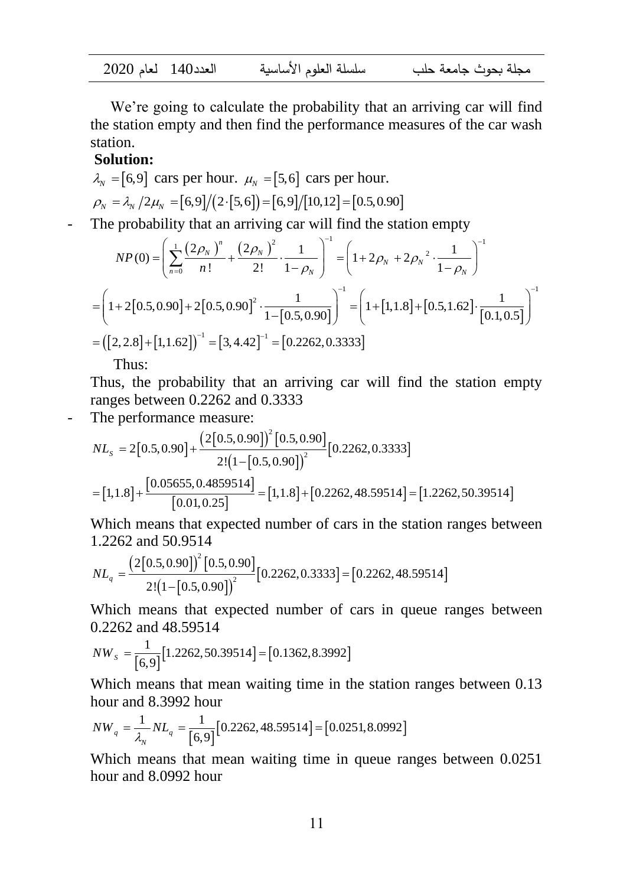We're going to calculate the probability that an arriving car will find the station empty and then find the performance measures of the car wash station.

**Solution:**

$\lambda_N = [6,9]$ cars per hour. $\mu_N = [5,6]$ cars per hour.

$\rho_N = \lambda_N / 2\mu_N = [6,9] / (2 \cdot [5,6]) = [6,9]/[10,12] = [0.5, 0.90]$

- The probability that an arriving car will find the station empty

$$NP(0) = \left( \sum_{n=0}^{1} \frac{(2\rho_N)^n}{n!} + \frac{(2\rho_N)^2}{2!} \cdot \frac{1}{1-\rho_N} \right)^{-1} = \left( 1 + 2\rho_N + 2\rho_N{}^2 \cdot \frac{1}{1-\rho_N} \right)^{-1}$$

$$= \left( 1 + 2[0.5, 0.90] + 2[0.5, 0.90]^2 \cdot \frac{1}{1-[0.5, 0.90]} \right)^{-1} = \left( 1 + [1, 1.8] + [0.5, 1.62] \cdot \frac{1}{[0.1, 0.5]} \right)^{-1}$$

$$= ([2, 2.8] + [1, 1.62])^{-1} = [3, 4.42]^{-1} = [0.2262, 0.3333]$$

Thus:

Thus, the probability that an arriving car will find the station empty ranges between 0.2262 and 0.3333

- The performance measure:

$$NL_S = 2[0.5, 0.90] + \frac{(2[0.5, 0.90])^2 [0.5, 0.90]}{2!(1-[0.5, 0.90])^2} [0.2262, 0.3333]$$

$$= [1, 1.8] + \frac{[0.05655, 0.4859514]}{[0.01, 0.25]} = [1, 1.8] + [0.2262, 48.59514] = [1.2262, 50.39514]$$

Which means that expected number of cars in the station ranges between 1.2262 and 50.9514

$$NL_q = \frac{(2[0.5, 0.90])^2 [0.5, 0.90]}{2!(1-[0.5, 0.90])^2} [0.2262, 0.3333] = [0.2262, 48.59514]$$

Which means that expected number of cars in queue ranges between 0.2262 and 48.59514

$$NW_S = \frac{1}{[6,9]} [1.2262, 50.39514] = [0.1362, 8.3992]$$

Which means that mean waiting time in the station ranges between 0.13 hour and 8.3992 hour

$$NW_q = \frac{1}{\lambda_N} NL_q = \frac{1}{[6,9]} [0.2262, 48.59514] = [0.0251, 8.0992]$$

Which means that mean waiting time in queue ranges between 0.0251 hour and 8.0992 hour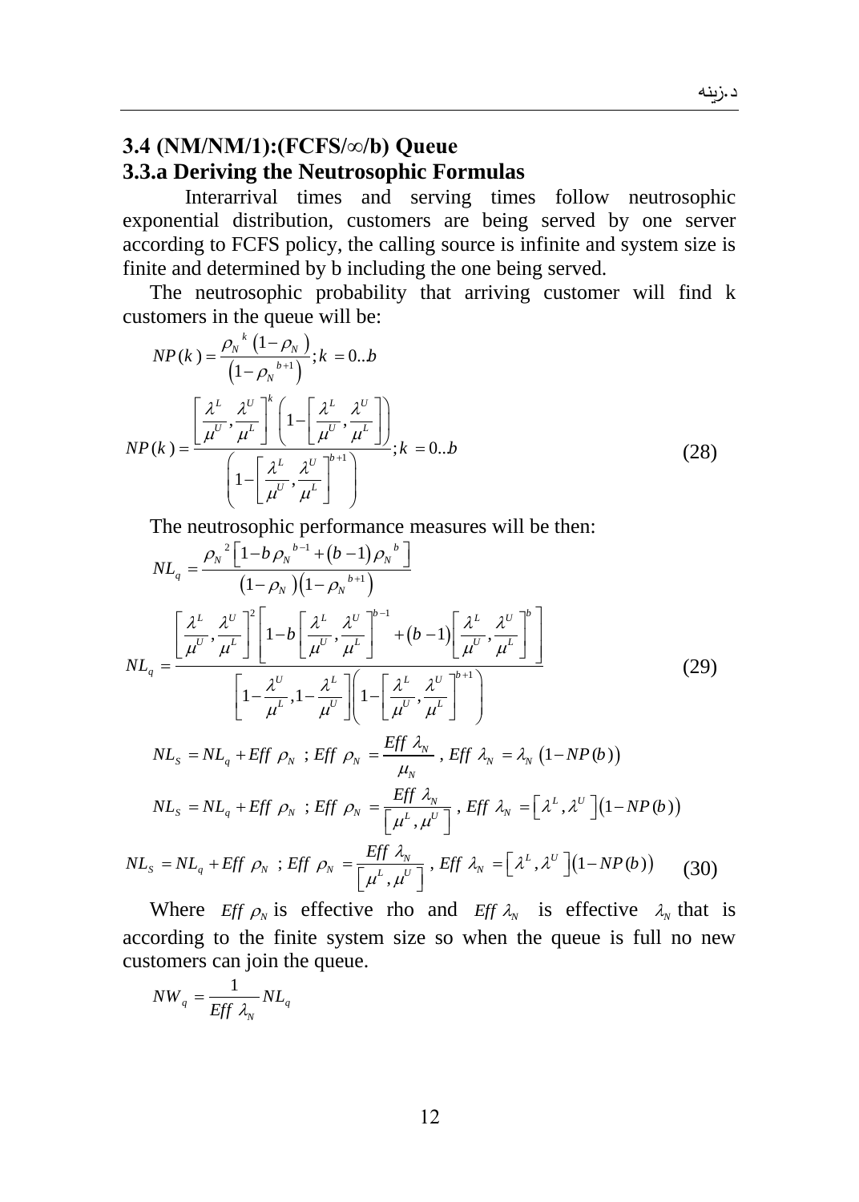## 3.4 (NM/NM/1):(FCFS/∞/b) Queue

### 3.3.a Deriving the Neutrosophic Formulas

Interarrival times and serving times follow neutrosophic exponential distribution, customers are being served by one server according to FCFS policy, the calling source is infinite and system size is finite and determined by b including the one being served.

The neutrosophic probability that arriving customer will find k customers in the queue will be:

$$NP(k) = \frac{\rho_N{}^k \left(1-\rho_N\right)}{\left(1-\rho_N{}^{b+1}\right)}; k = 0..b$$

$$NP(k) = \frac{\left[\frac{\lambda^L}{\mu^U}, \frac{\lambda^U}{\mu^L}\right]^k \left(1-\left[\frac{\lambda^L}{\mu^U}, \frac{\lambda^U}{\mu^L}\right]\right)}{\left(1-\left[\frac{\lambda^L}{\mu^U}, \frac{\lambda^U}{\mu^L}\right]^{b+1}\right)}; k = 0..b \tag{28}$$

The neutrosophic performance measures will be then:

$$NL_q = \frac{\rho_N{}^2 \left[1-b\,\rho_N{}^{b-1} + (b-1)\,\rho_N{}^b\right]}{\left(1-\rho_N\right)\left(1-\rho_N{}^{b+1}\right)}$$

$$NL_q = \frac{\left[\frac{\lambda^L}{\mu^U}, \frac{\lambda^U}{\mu^L}\right]^2 \left[1-b\left[\frac{\lambda^L}{\mu^U}, \frac{\lambda^U}{\mu^L}\right]^{b-1} + (b-1)\left[\frac{\lambda^L}{\mu^U}, \frac{\lambda^U}{\mu^L}\right]^b\right]}{\left[1-\frac{\lambda^U}{\mu^L}, 1-\frac{\lambda^L}{\mu^U}\right]\left(1-\left[\frac{\lambda^L}{\mu^U}, \frac{\lambda^U}{\mu^L}\right]^{b+1}\right)} \tag{29}$$

$$NL_S = NL_q + Eff\ \rho_N \ ; Eff\ \rho_N = \frac{Eff\ \lambda_N}{\mu_N}\ , Eff\ \lambda_N = \lambda_N \left(1-NP(b)\right)$$

$$NL_S = NL_q + Eff\ \rho_N \ ; Eff\ \rho_N = \frac{Eff\ \lambda_N}{\left[\mu^L, \mu^U\right]}\ , Eff\ \lambda_N = \left[\lambda^L, \lambda^U\right]\left(1-NP(b)\right)$$

$$NL_S = NL_q + Eff\ \rho_N \ ; Eff\ \rho_N = \frac{Eff\ \lambda_N}{\left[\mu^L, \mu^U\right]}\ , Eff\ \lambda_N = \left[\lambda^L, \lambda^U\right]\left(1-NP(b)\right) \tag{30}$$

Where $Eff\ \rho_N$ is effective rho and $Eff\ \lambda_N$ is effective $\lambda_N$ that is according to the finite system size so when the queue is full no new customers can join the queue.

$$NW_q = \frac{1}{Eff\ \lambda_N} NL_q$$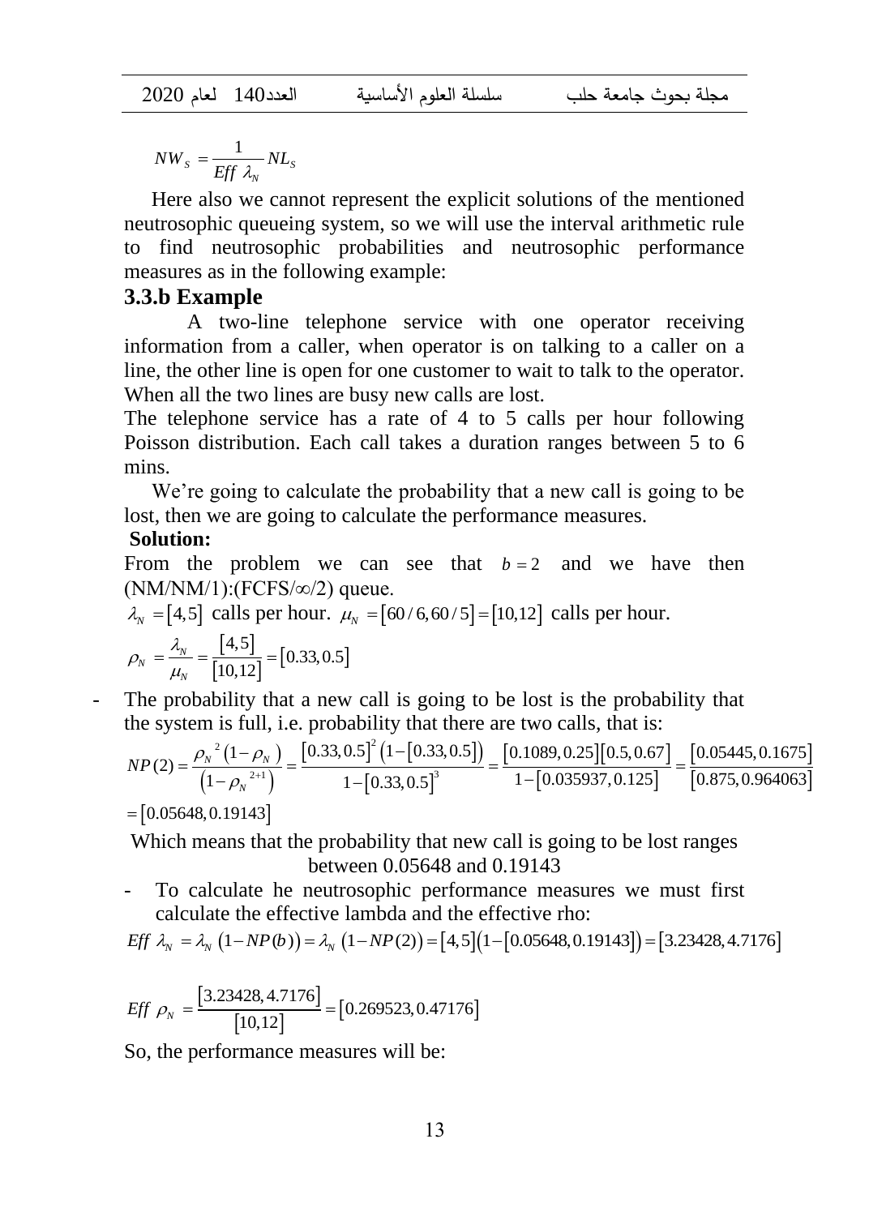$$NW_S = \frac{1}{Eff\ \lambda_N} NL_S$$

Here also we cannot represent the explicit solutions of the mentioned neutrosophic queueing system, so we will use the interval arithmetic rule to find neutrosophic probabilities and neutrosophic performance measures as in the following example:

### 3.3.b Example

A two-line telephone service with one operator receiving information from a caller, when operator is on talking to a caller on a line, the other line is open for one customer to wait to talk to the operator. When all the two lines are busy new calls are lost.

The telephone service has a rate of 4 to 5 calls per hour following Poisson distribution. Each call takes a duration ranges between 5 to 6 mins.

We're going to calculate the probability that a new call is going to be lost, then we are going to calculate the performance measures.

**Solution:**

From the problem we can see that $b = 2$ and we have then (NM/NM/1):(FCFS/∞/2) queue.

$\lambda_N = [4,5]$ calls per hour. $\mu_N = [60/6, 60/5] = [10,12]$ calls per hour.

$$\rho_N = \frac{\lambda_N}{\mu_N} = \frac{[4,5]}{[10,12]} = [0.33, 0.5]$$

- The probability that a new call is going to be lost is the probability that the system is full, i.e. probability that there are two calls, that is:

$$NP(2) = \frac{\rho_N^{\ 2}(1-\rho_N)}{\left(1-\rho_N^{\ 2+1}\right)} = \frac{[0.33, 0.5]^2\left(1-[0.33, 0.5]\right)}{1-[0.33, 0.5]^3} = \frac{[0.1089, 0.25][0.5, 0.67]}{1-[0.035937, 0.125]} = \frac{[0.05445, 0.1675]}{[0.875, 0.964063]}$$

$$= [0.05648, 0.19143]$$

Which means that the probability that new call is going to be lost ranges between 0.05648 and 0.19143

- To calculate he neutrosophic performance measures we must first calculate the effective lambda and the effective rho:

$$Eff\ \lambda_N = \lambda_N\left(1-NP(b)\right) = \lambda_N\left(1-NP(2)\right) = [4,5]\left(1-[0.05648, 0.19143]\right) = [3.23428, 4.7176]$$

$$Eff\ \rho_N = \frac{[3.23428, 4.7176]}{[10,12]} = [0.269523, 0.47176]$$

So, the performance measures will be: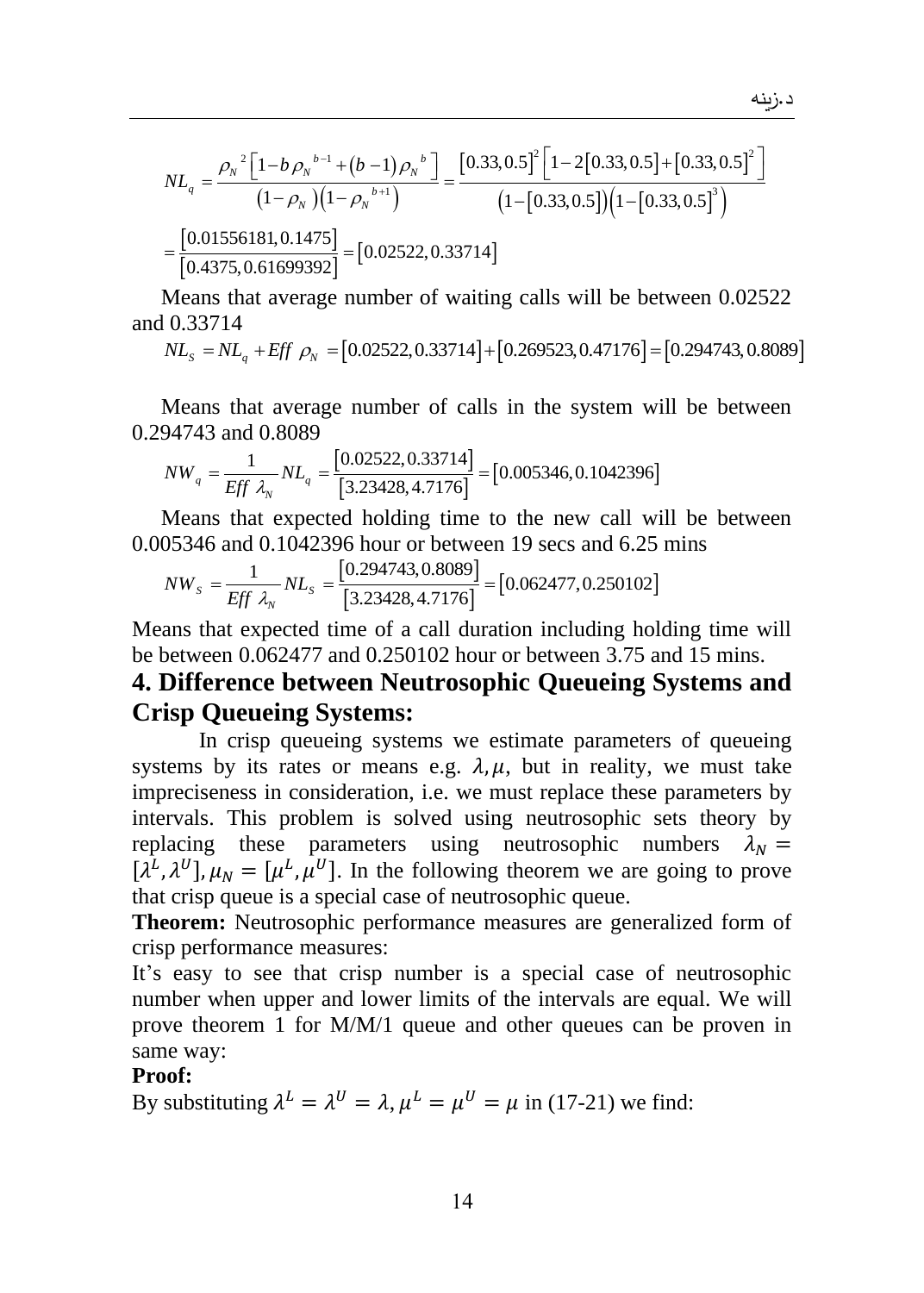$$NL_q = \frac{\rho_N{}^2\left[1-b\rho_N{}^{b-1}+(b-1)\rho_N{}^b\right]}{(1-\rho_N)\left(1-\rho_N{}^{b+1}\right)} = \frac{[0.33,0.5]^2\left[1-2[0.33,0.5]+[0.33,0.5]^2\right]}{(1-[0.33,0.5])\left(1-[0.33,0.5]^3\right)}$$

$$= \frac{[0.01556181,0.1475]}{[0.4375,0.61699392]} = [0.02522,0.33714]$$

Means that average number of waiting calls will be between 0.02522 and 0.33714

$$NL_S = NL_q + Eff\ \rho_N = [0.02522,0.33714]+[0.269523,0.47176]=[0.294743,0.8089]$$

Means that average number of calls in the system will be between 0.294743 and 0.8089

$$NW_q = \frac{1}{Eff\ \lambda_N}NL_q = \frac{[0.02522,0.33714]}{[3.23428,4.7176]} = [0.005346,0.1042396]$$

Means that expected holding time to the new call will be between 0.005346 and 0.1042396 hour or between 19 secs and 6.25 mins

$$NW_S = \frac{1}{Eff\ \lambda_N}NL_S = \frac{[0.294743,0.8089]}{[3.23428,4.7176]} = [0.062477,0.250102]$$

Means that expected time of a call duration including holding time will be between 0.062477 and 0.250102 hour or between 3.75 and 15 mins.

## 4. Difference between Neutrosophic Queueing Systems and Crisp Queueing Systems:

In crisp queueing systems we estimate parameters of queueing systems by its rates or means e.g. $\lambda, \mu$, but in reality, we must take impreciseness in consideration, i.e. we must replace these parameters by intervals. This problem is solved using neutrosophic sets theory by replacing these parameters using neutrosophic numbers $\lambda_N = [\lambda^L, \lambda^U], \mu_N = [\mu^L, \mu^U]$. In the following theorem we are going to prove that crisp queue is a special case of neutrosophic queue.

**Theorem:** Neutrosophic performance measures are generalized form of crisp performance measures:

It's easy to see that crisp number is a special case of neutrosophic number when upper and lower limits of the intervals are equal. We will prove theorem 1 for M/M/1 queue and other queues can be proven in same way:

**Proof:**

By substituting $\lambda^L = \lambda^U = \lambda, \mu^L = \mu^U = \mu$ in (17-21) we find: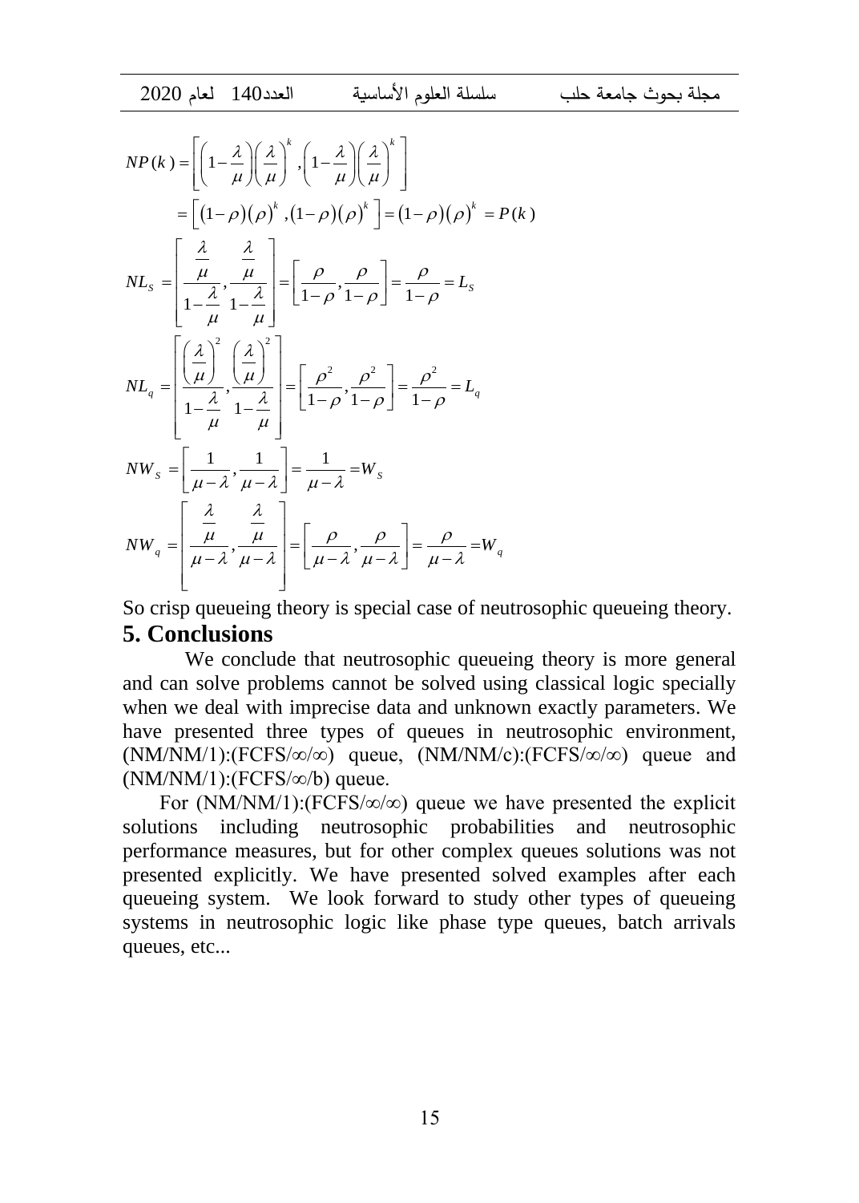$$NP(k) = \left[ \left(1-\frac{\lambda}{\mu}\right)\left(\frac{\lambda}{\mu}\right)^k, \left(1-\frac{\lambda}{\mu}\right)\left(\frac{\lambda}{\mu}\right)^k \right]$$

$$= \left[ (1-\rho)(\rho)^k, (1-\rho)(\rho)^k \right] = (1-\rho)(\rho)^k = P(k)$$

$$NL_S = \left[ \frac{\frac{\lambda}{\mu}}{1-\frac{\lambda}{\mu}}, \frac{\frac{\lambda}{\mu}}{1-\frac{\lambda}{\mu}} \right] = \left[ \frac{\rho}{1-\rho}, \frac{\rho}{1-\rho} \right] = \frac{\rho}{1-\rho} = L_S$$

$$NL_q = \left[ \frac{\left(\frac{\lambda}{\mu}\right)^2}{1-\frac{\lambda}{\mu}}, \frac{\left(\frac{\lambda}{\mu}\right)^2}{1-\frac{\lambda}{\mu}} \right] = \left[ \frac{\rho^2}{1-\rho}, \frac{\rho^2}{1-\rho} \right] = \frac{\rho^2}{1-\rho} = L_q$$

$$NW_S = \left[ \frac{1}{\mu-\lambda}, \frac{1}{\mu-\lambda} \right] = \frac{1}{\mu-\lambda} = W_S$$

$$NW_q = \left[ \frac{\frac{\lambda}{\mu}}{\mu-\lambda}, \frac{\frac{\lambda}{\mu}}{\mu-\lambda} \right] = \left[ \frac{\rho}{\mu-\lambda}, \frac{\rho}{\mu-\lambda} \right] = \frac{\rho}{\mu-\lambda} = W_q$$

So crisp queueing theory is special case of neutrosophic queueing theory.

## 5. Conclusions

We conclude that neutrosophic queueing theory is more general and can solve problems cannot be solved using classical logic specially when we deal with imprecise data and unknown exactly parameters. We have presented three types of queues in neutrosophic environment, (NM/NM/1):(FCFS/∞/∞) queue, (NM/NM/c):(FCFS/∞/∞) queue and (NM/NM/1):(FCFS/∞/b) queue.

For (NM/NM/1):(FCFS/∞/∞) queue we have presented the explicit solutions including neutrosophic probabilities and neutrosophic performance measures, but for other complex queues solutions was not presented explicitly. We have presented solved examples after each queueing system. We look forward to study other types of queueing systems in neutrosophic logic like phase type queues, batch arrivals queues, etc...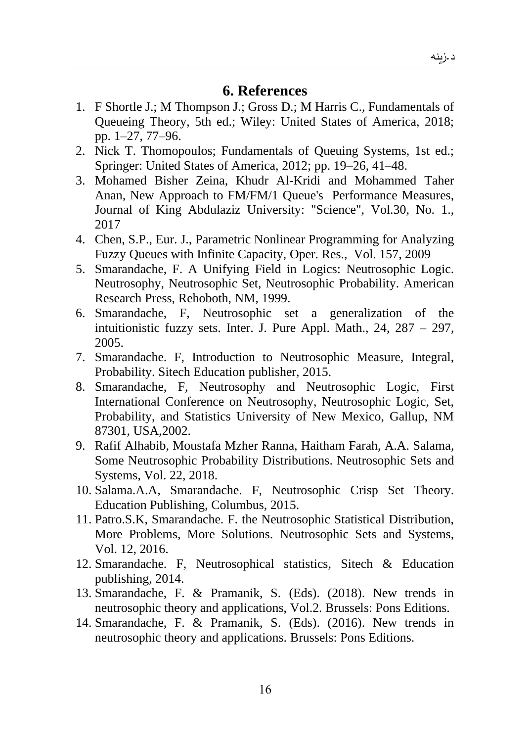## 6. References

1. F Shortle J.; M Thompson J.; Gross D.; M Harris C., Fundamentals of Queueing Theory, 5th ed.; Wiley: United States of America, 2018; pp. 1–27, 77–96.
2. Nick T. Thomopoulos; Fundamentals of Queuing Systems, 1st ed.; Springer: United States of America, 2012; pp. 19–26, 41–48.
3. Mohamed Bisher Zeina, Khudr Al-Kridi and Mohammed Taher Anan, New Approach to FM/FM/1 Queue's Performance Measures, Journal of King Abdulaziz University: "Science", Vol.30, No. 1., 2017
4. Chen, S.P., Eur. J., Parametric Nonlinear Programming for Analyzing Fuzzy Queues with Infinite Capacity, Oper. Res., Vol. 157, 2009
5. Smarandache, F. A Unifying Field in Logics: Neutrosophic Logic. Neutrosophy, Neutrosophic Set, Neutrosophic Probability. American Research Press, Rehoboth, NM, 1999.
6. Smarandache, F, Neutrosophic set a generalization of the intuitionistic fuzzy sets. Inter. J. Pure Appl. Math., 24, 287 – 297, 2005.
7. Smarandache. F, Introduction to Neutrosophic Measure, Integral, Probability. Sitech Education publisher, 2015.
8. Smarandache, F, Neutrosophy and Neutrosophic Logic, First International Conference on Neutrosophy, Neutrosophic Logic, Set, Probability, and Statistics University of New Mexico, Gallup, NM 87301, USA,2002.
9. Rafif Alhabib, Moustafa Mzher Ranna, Haitham Farah, A.A. Salama, Some Neutrosophic Probability Distributions. Neutrosophic Sets and Systems, Vol. 22, 2018.
10. Salama.A.A, Smarandache. F, Neutrosophic Crisp Set Theory. Education Publishing, Columbus, 2015.
11. Patro.S.K, Smarandache. F. the Neutrosophic Statistical Distribution, More Problems, More Solutions. Neutrosophic Sets and Systems, Vol. 12, 2016.
12. Smarandache. F, Neutrosophical statistics, Sitech & Education publishing, 2014.
13. Smarandache, F. & Pramanik, S. (Eds). (2018). New trends in neutrosophic theory and applications, Vol.2. Brussels: Pons Editions.
14. Smarandache, F. & Pramanik, S. (Eds). (2016). New trends in neutrosophic theory and applications. Brussels: Pons Editions.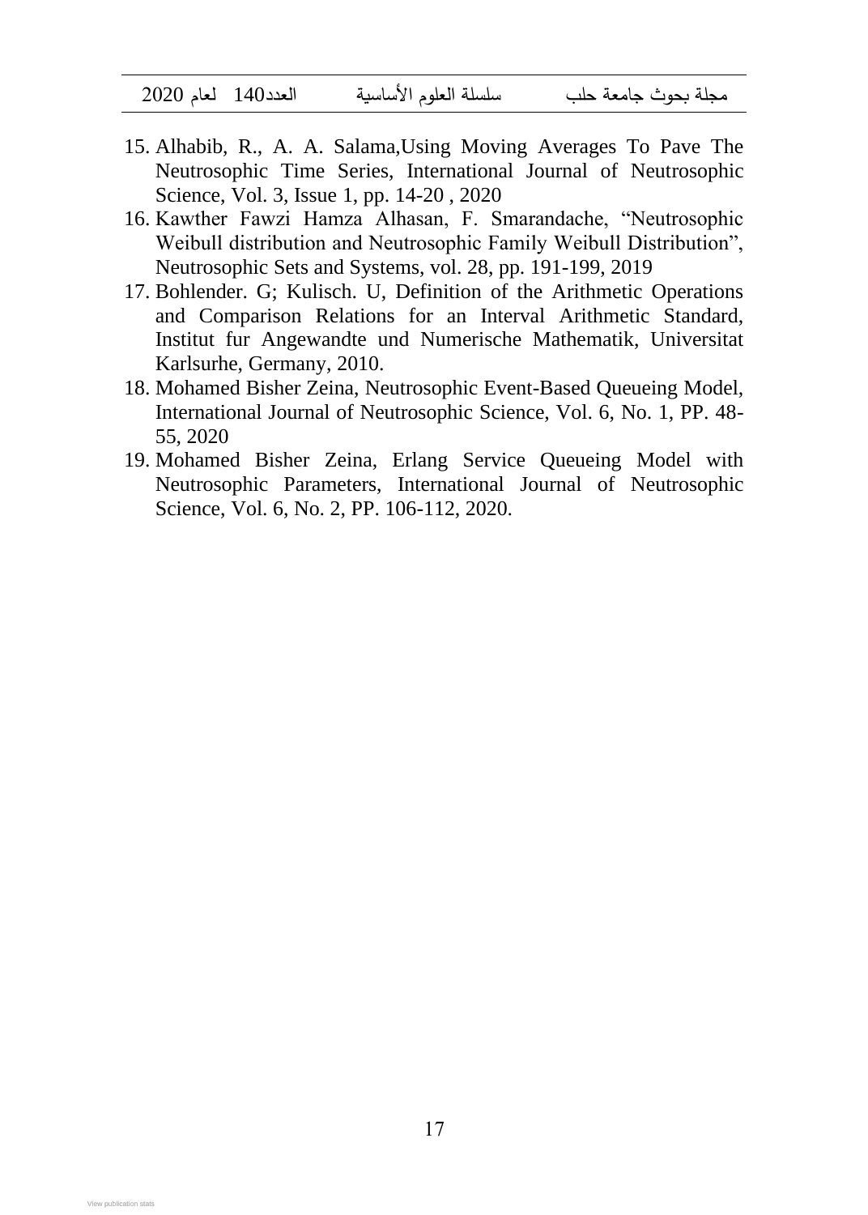15. Alhabib, R., A. A. Salama,Using Moving Averages To Pave The Neutrosophic Time Series, International Journal of Neutrosophic Science, Vol. 3, Issue 1, pp. 14-20 , 2020
16. Kawther Fawzi Hamza Alhasan, F. Smarandache, “Neutrosophic Weibull distribution and Neutrosophic Family Weibull Distribution”, Neutrosophic Sets and Systems, vol. 28, pp. 191-199, 2019
17. Bohlender. G; Kulisch. U, Definition of the Arithmetic Operations and Comparison Relations for an Interval Arithmetic Standard, Institut fur Angewandte und Numerische Mathematik, Universitat Karlsurhe, Germany, 2010.
18. Mohamed Bisher Zeina, Neutrosophic Event-Based Queueing Model, International Journal of Neutrosophic Science, Vol. 6, No. 1, PP. 48-55, 2020
19. Mohamed Bisher Zeina, Erlang Service Queueing Model with Neutrosophic Parameters, International Journal of Neutrosophic Science, Vol. 6, No. 2, PP. 106-112, 2020.